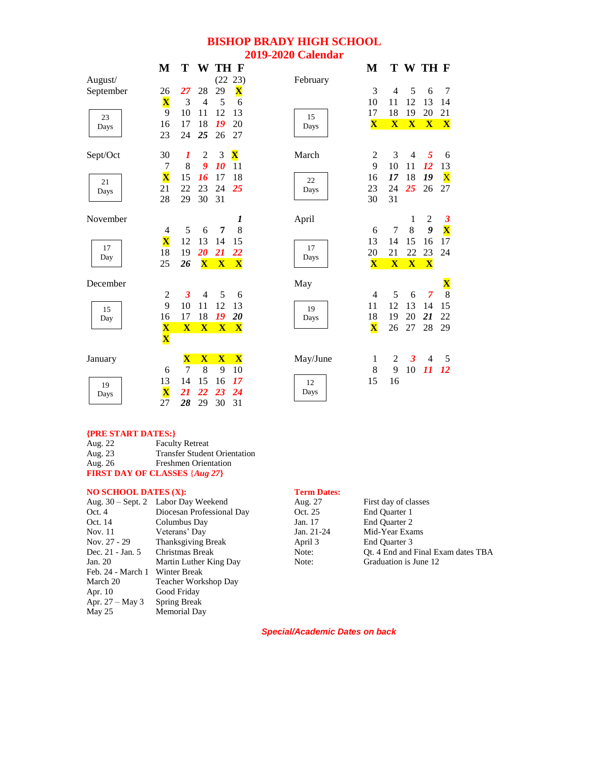# BISHOP BRADY HIGH SCHOOL
## 2019-2020 Calendar

| Month | Days | M | T | W | TH | F |
|---|---|---|---|---|---|---|
| August/ September | 23 Days | | | | (22 | 23) |
| | | 26 | ***27*** | 28 | 29 | **X** |
| | | **X** | 3 | 4 | 5 | 6 |
| | | 9 | 10 | 11 | 12 | 13 |
| | | 16 | 17 | 18 | ***19*** | 20 |
| | | 23 | 24 | ***25*** | 26 | 27 |
| Sept/Oct | 21 Days | 30 | ***1*** | 2 | 3 | **X** |
| | | 7 | 8 | ***9*** | ***10*** | 11 |
| | | **X** | 15 | ***16*** | 17 | 18 |
| | | 21 | 22 | 23 | 24 | ***25*** |
| | | 28 | 29 | 30 | 31 | |
| November | 17 Day | | | | | ***1*** |
| | | 4 | 5 | 6 | ***7*** | 8 |
| | | **X** | 12 | 13 | 14 | 15 |
| | | 18 | 19 | ***20*** | ***21*** | ***22*** |
| | | 25 | ***26*** | **X** | **X** | **X** |
| December | 15 Day | 2 | ***3*** | 4 | 5 | 6 |
| | | 9 | 10 | 11 | 12 | 13 |
| | | 16 | 17 | 18 | ***19*** | ***20*** |
| | | **X** | **X** | **X** | **X** | **X** |
| | | **X** | | | | |
| January | 19 Days | | **X** | **X** | **X** | **X** |
| | | 6 | 7 | 8 | 9 | 10 |
| | | 13 | 14 | 15 | 16 | ***17*** |
| | | **X** | ***21*** | ***22*** | ***23*** | ***24*** |
| | | 27 | ***28*** | 29 | 30 | 31 |

| Month | Days | M | T | W | TH | F |
|---|---|---|---|---|---|---|
| February | 15 Days | 3 | 4 | 5 | 6 | 7 |
| | | 10 | 11 | 12 | 13 | 14 |
| | | 17 | 18 | 19 | 20 | 21 |
| | | **X** | **X** | **X** | **X** | **X** |
| March | 22 Days | 2 | 3 | 4 | ***5*** | 6 |
| | | 9 | 10 | 11 | ***12*** | 13 |
| | | 16 | ***17*** | 18 | ***19*** | **X** |
| | | 23 | 24 | ***25*** | 26 | 27 |
| | | 30 | 31 | | | |
| April | 17 Days | | | 1 | 2 | ***3*** |
| | | 6 | 7 | 8 | ***9*** | **X** |
| | | 13 | 14 | 15 | 16 | 17 |
| | | 20 | 21 | 22 | 23 | 24 |
| | | **X** | **X** | **X** | **X** | |
| May | 19 Days | | | | | **X** |
| | | 4 | 5 | 6 | ***7*** | 8 |
| | | 11 | 12 | 13 | 14 | 15 |
| | | 18 | 19 | 20 | ***21*** | 22 |
| | | **X** | 26 | 27 | 28 | 29 |
| May/June | 12 Days | 1 | 2 | ***3*** | 4 | 5 |
| | | 8 | 9 | 10 | ***11*** | ***12*** |
| | | 15 | 16 | | | |

**{PRE START DATES:}**

| | |
|---|---|
| Aug. 22 | Faculty Retreat |
| Aug. 23 | Transfer Student Orientation |
| Aug. 26 | Freshmen Orientation |

**FIRST DAY OF CLASSES {*Aug 27*}**

**NO SCHOOL DATES (X):**

| | |
|---|---|
| Aug. 30 – Sept. 2 | Labor Day Weekend |
| Oct. 4 | Diocesan Professional Day |
| Oct. 14 | Columbus Day |
| Nov. 11 | Veterans' Day |
| Nov. 27 - 29 | Thanksgiving Break |
| Dec. 21 - Jan. 5 | Christmas Break |
| Jan. 20 | Martin Luther King Day |
| Feb. 24 - March 1 | Winter Break |
| March 20 | Teacher Workshop Day |
| Apr. 10 | Good Friday |
| Apr. 27 – May 3 | Spring Break |
| May 25 | Memorial Day |

**Term Dates:**

| | |
|---|---|
| Aug. 27 | First day of classes |
| Oct. 25 | End Quarter 1 |
| Jan. 17 | End Quarter 2 |
| Jan. 21-24 | Mid-Year Exams |
| April 3 | End Quarter 3 |
| Note: | Qt. 4 End and Final Exam dates TBA |
| Note: | Graduation is June 12 |

***Special/Academic Dates on back***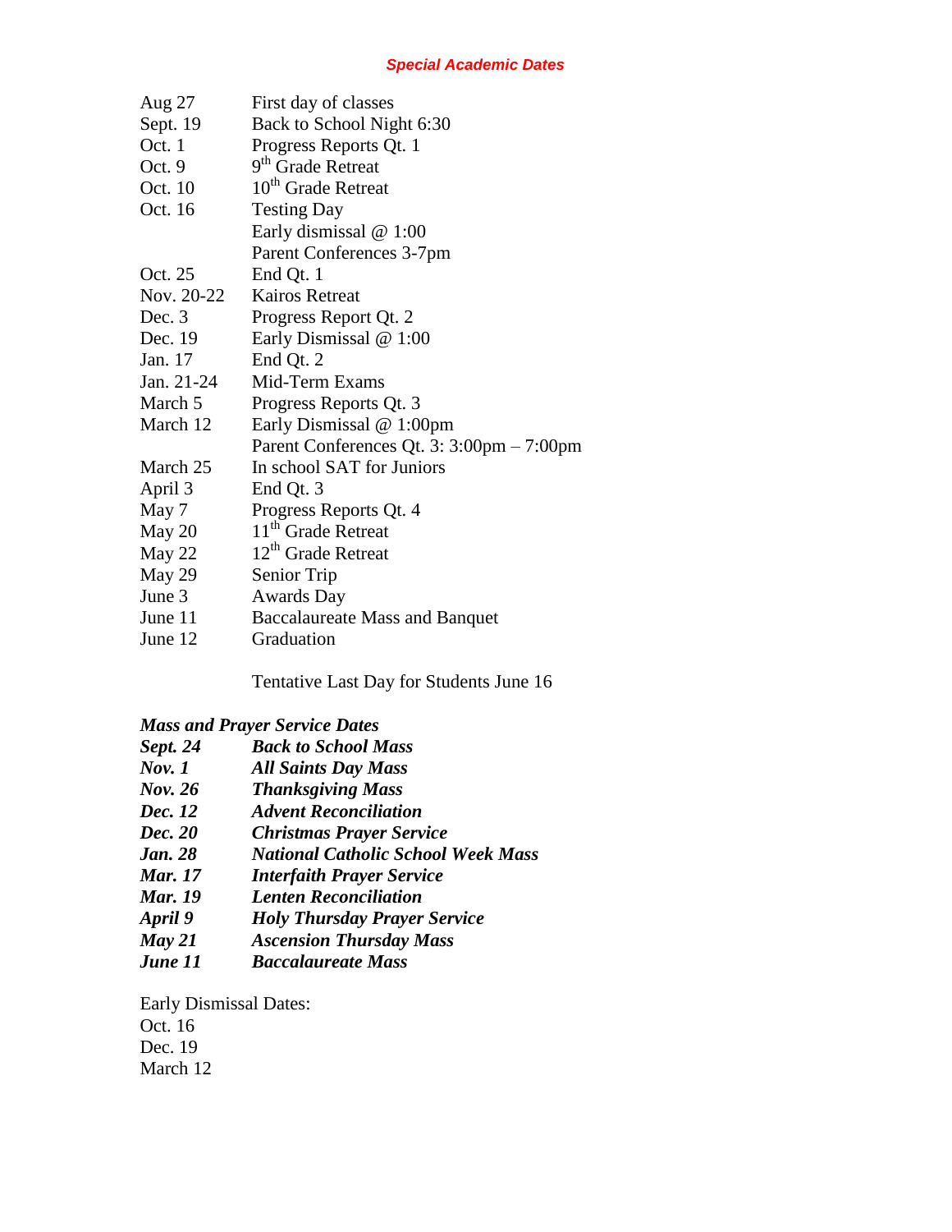## *Special Academic Dates*

| | |
|---|---|
| Aug 27 | First day of classes |
| Sept. 19 | Back to School Night 6:30 |
| Oct. 1 | Progress Reports Qt. 1 |
| Oct. 9 | 9th Grade Retreat |
| Oct. 10 | 10th Grade Retreat |
| Oct. 16 | Testing Day |
| | Early dismissal @ 1:00 |
| | Parent Conferences 3-7pm |
| Oct. 25 | End Qt. 1 |
| Nov. 20-22 | Kairos Retreat |
| Dec. 3 | Progress Report Qt. 2 |
| Dec. 19 | Early Dismissal @ 1:00 |
| Jan. 17 | End Qt. 2 |
| Jan. 21-24 | Mid-Term Exams |
| March 5 | Progress Reports Qt. 3 |
| March 12 | Early Dismissal @ 1:00pm |
| | Parent Conferences Qt. 3: 3:00pm – 7:00pm |
| March 25 | In school SAT for Juniors |
| April 3 | End Qt. 3 |
| May 7 | Progress Reports Qt. 4 |
| May 20 | 11th Grade Retreat |
| May 22 | 12th Grade Retreat |
| May 29 | Senior Trip |
| June 3 | Awards Day |
| June 11 | Baccalaureate Mass and Banquet |
| June 12 | Graduation |

Tentative Last Day for Students June 16

***Mass and Prayer Service Dates***

| | |
|---|---|
| ***Sept. 24*** | ***Back to School Mass*** |
| ***Nov. 1*** | ***All Saints Day Mass*** |
| ***Nov. 26*** | ***Thanksgiving Mass*** |
| ***Dec. 12*** | ***Advent Reconciliation*** |
| ***Dec. 20*** | ***Christmas Prayer Service*** |
| ***Jan. 28*** | ***National Catholic School Week Mass*** |
| ***Mar. 17*** | ***Interfaith Prayer Service*** |
| ***Mar. 19*** | ***Lenten Reconciliation*** |
| ***April 9*** | ***Holy Thursday Prayer Service*** |
| ***May 21*** | ***Ascension Thursday Mass*** |
| ***June 11*** | ***Baccalaureate Mass*** |

Early Dismissal Dates:

Oct. 16

Dec. 19

March 12